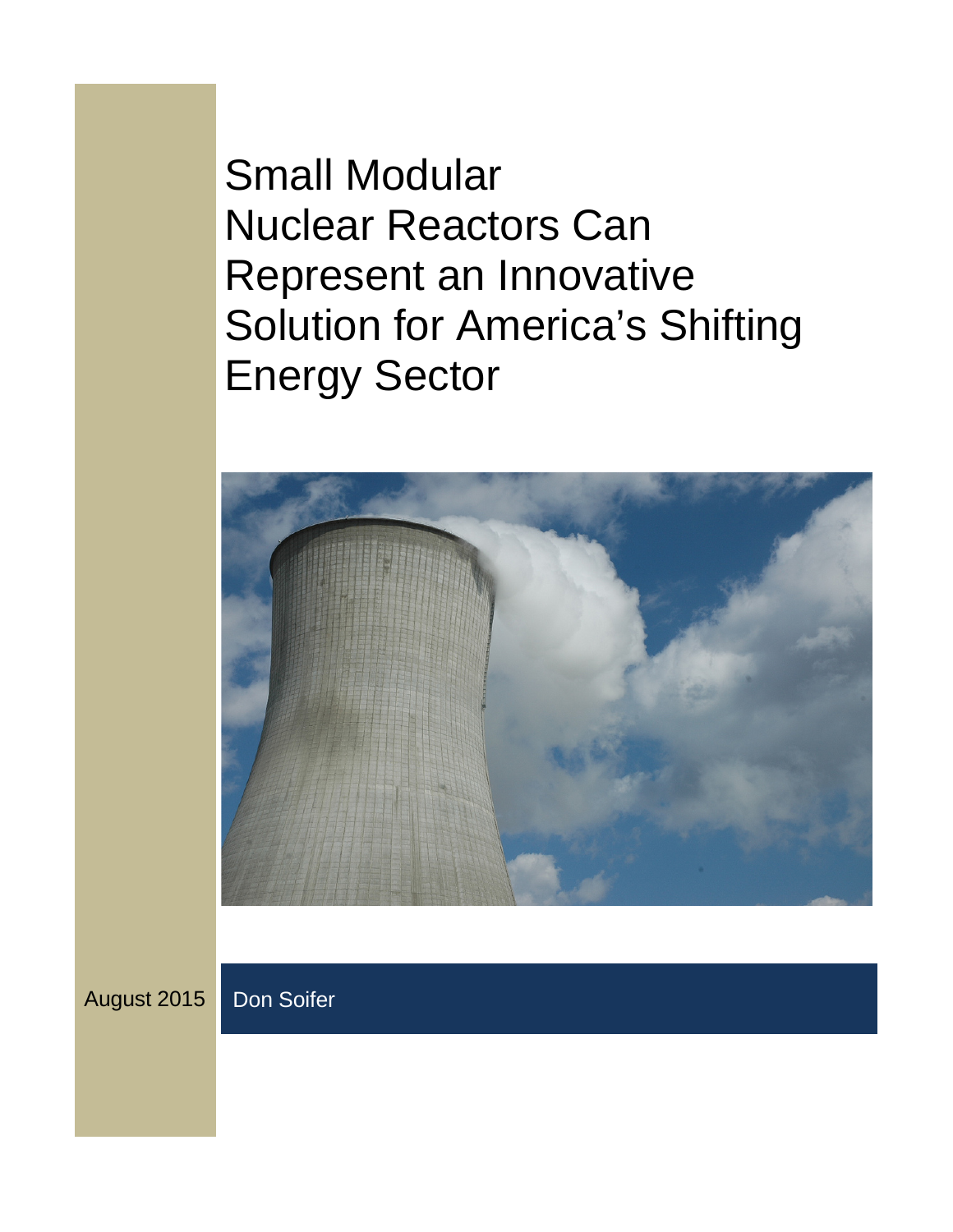# Small Modular Nuclear Reactors Can Represent an Innovative Solution for America's Shifting Energy Sector

August 2015

Don Soifer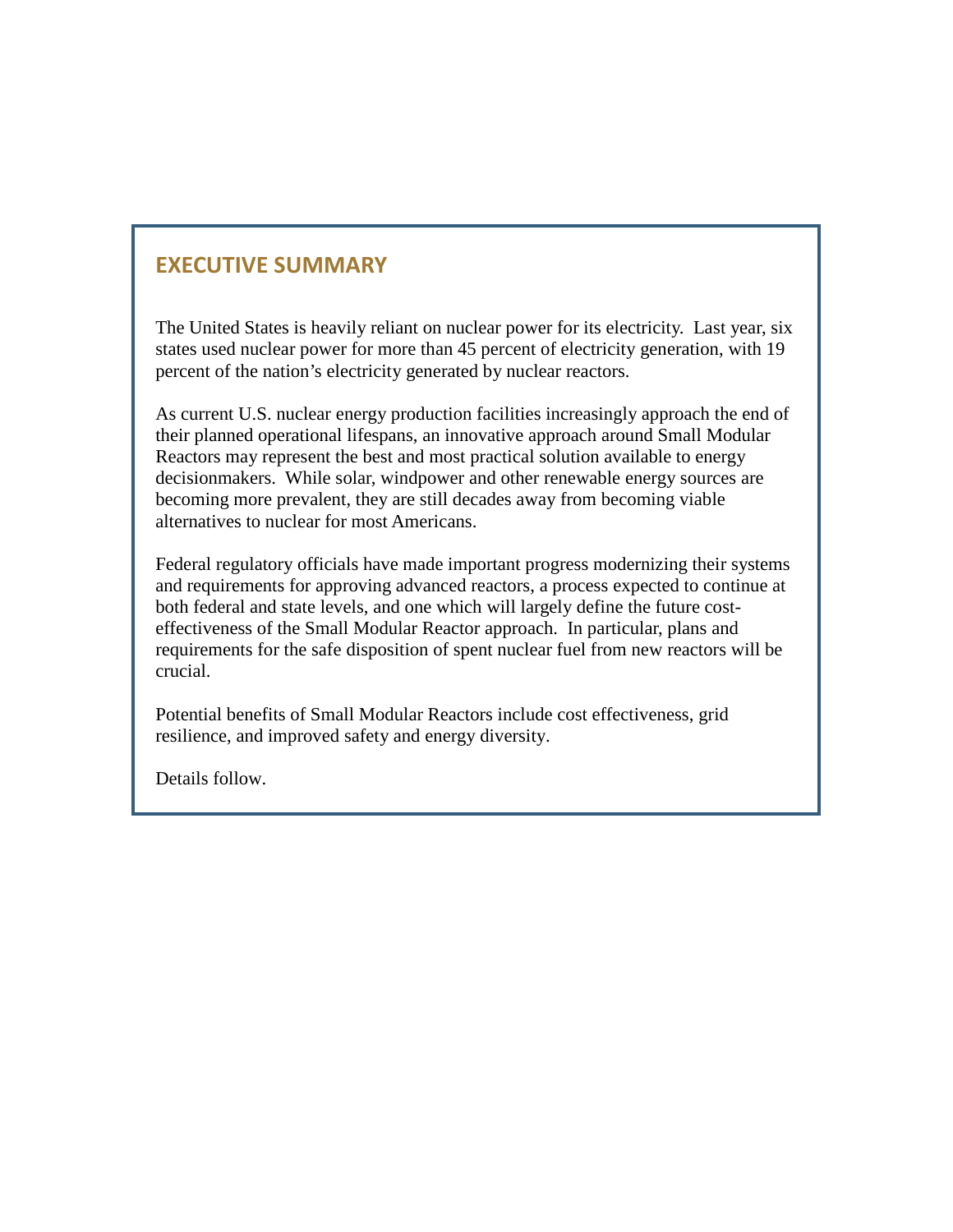## EXECUTIVE SUMMARY

The United States is heavily reliant on nuclear power for its electricity. Last year, six states used nuclear power for more than 45 percent of electricity generation, with 19 percent of the nation's electricity generated by nuclear reactors.

As current U.S. nuclear energy production facilities increasingly approach the end of their planned operational lifespans, an innovative approach around Small Modular Reactors may represent the best and most practical solution available to energy decisionmakers. While solar, windpower and other renewable energy sources are becoming more prevalent, they are still decades away from becoming viable alternatives to nuclear for most Americans.

Federal regulatory officials have made important progress modernizing their systems and requirements for approving advanced reactors, a process expected to continue at both federal and state levels, and one which will largely define the future cost-effectiveness of the Small Modular Reactor approach. In particular, plans and requirements for the safe disposition of spent nuclear fuel from new reactors will be crucial.

Potential benefits of Small Modular Reactors include cost effectiveness, grid resilience, and improved safety and energy diversity.

Details follow.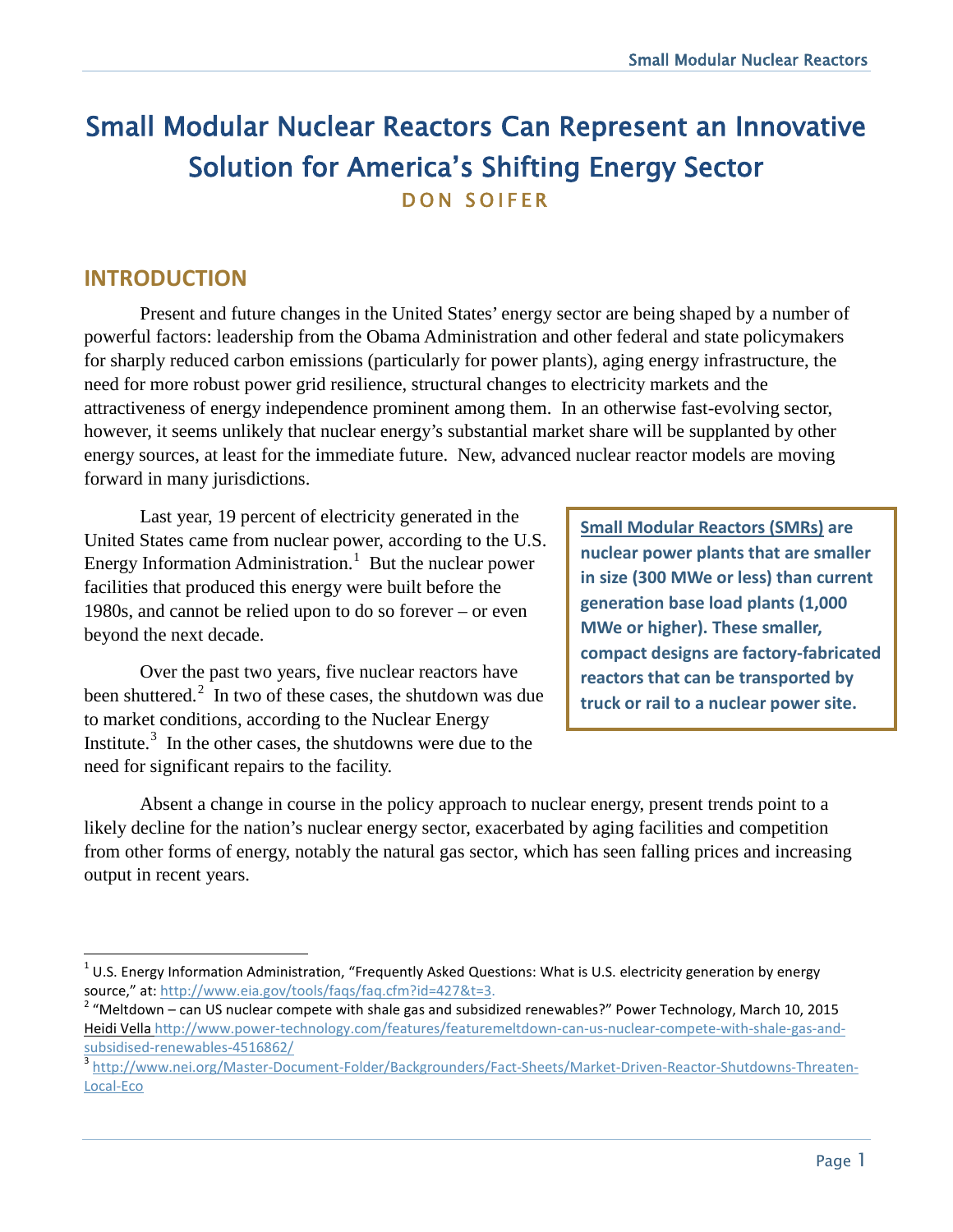# Small Modular Nuclear Reactors Can Represent an Innovative Solution for America's Shifting Energy Sector

**DON SOIFER**

## INTRODUCTION

Present and future changes in the United States' energy sector are being shaped by a number of powerful factors: leadership from the Obama Administration and other federal and state policymakers for sharply reduced carbon emissions (particularly for power plants), aging energy infrastructure, the need for more robust power grid resilience, structural changes to electricity markets and the attractiveness of energy independence prominent among them. In an otherwise fast-evolving sector, however, it seems unlikely that nuclear energy's substantial market share will be supplanted by other energy sources, at least for the immediate future. New, advanced nuclear reactor models are moving forward in many jurisdictions.

Last year, 19 percent of electricity generated in the United States came from nuclear power, according to the U.S. Energy Information Administration.[1] But the nuclear power facilities that produced this energy were built before the 1980s, and cannot be relied upon to do so forever – or even beyond the next decade.

> **Small Modular Reactors (SMRs) are nuclear power plants that are smaller in size (300 MWe or less) than current generation base load plants (1,000 MWe or higher). These smaller, compact designs are factory-fabricated reactors that can be transported by truck or rail to a nuclear power site.**

Over the past two years, five nuclear reactors have been shuttered.[2] In two of these cases, the shutdown was due to market conditions, according to the Nuclear Energy Institute.[3] In the other cases, the shutdowns were due to the need for significant repairs to the facility.

Absent a change in course in the policy approach to nuclear energy, present trends point to a likely decline for the nation's nuclear energy sector, exacerbated by aging facilities and competition from other forms of energy, notably the natural gas sector, which has seen falling prices and increasing output in recent years.

---

[1] U.S. Energy Information Administration, "Frequently Asked Questions: What is U.S. electricity generation by energy source," at: http://www.eia.gov/tools/faqs/faq.cfm?id=427&t=3.

[2] "Meltdown – can US nuclear compete with shale gas and subsidized renewables?" Power Technology, March 10, 2015 Heidi Vella http://www.power-technology.com/features/featuremeltdown-can-us-nuclear-compete-with-shale-gas-and-subsidised-renewables-4516862/

[3] http://www.nei.org/Master-Document-Folder/Backgrounders/Fact-Sheets/Market-Driven-Reactor-Shutdowns-Threaten-Local-Eco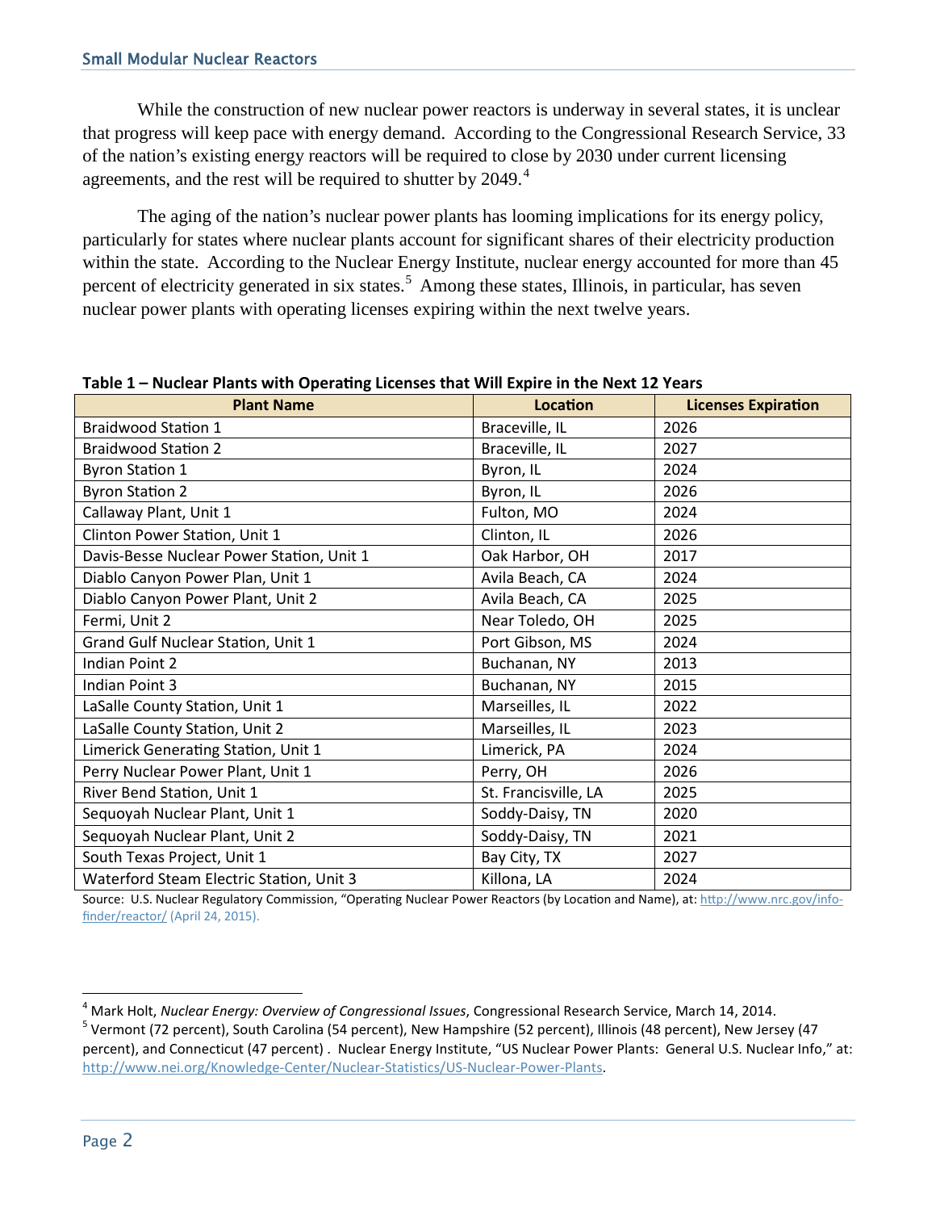While the construction of new nuclear power reactors is underway in several states, it is unclear that progress will keep pace with energy demand. According to the Congressional Research Service, 33 of the nation's existing energy reactors will be required to close by 2030 under current licensing agreements, and the rest will be required to shutter by 2049.[4]

The aging of the nation's nuclear power plants has looming implications for its energy policy, particularly for states where nuclear plants account for significant shares of their electricity production within the state. According to the Nuclear Energy Institute, nuclear energy accounted for more than 45 percent of electricity generated in six states.[5] Among these states, Illinois, in particular, has seven nuclear power plants with operating licenses expiring within the next twelve years.

**Table 1 – Nuclear Plants with Operating Licenses that Will Expire in the Next 12 Years**

| Plant Name | Location | Licenses Expiration |
|---|---|---|
| Braidwood Station 1 | Braceville, IL | 2026 |
| Braidwood Station 2 | Braceville, IL | 2027 |
| Byron Station 1 | Byron, IL | 2024 |
| Byron Station 2 | Byron, IL | 2026 |
| Callaway Plant, Unit 1 | Fulton, MO | 2024 |
| Clinton Power Station, Unit 1 | Clinton, IL | 2026 |
| Davis-Besse Nuclear Power Station, Unit 1 | Oak Harbor, OH | 2017 |
| Diablo Canyon Power Plan, Unit 1 | Avila Beach, CA | 2024 |
| Diablo Canyon Power Plant, Unit 2 | Avila Beach, CA | 2025 |
| Fermi, Unit 2 | Near Toledo, OH | 2025 |
| Grand Gulf Nuclear Station, Unit 1 | Port Gibson, MS | 2024 |
| Indian Point 2 | Buchanan, NY | 2013 |
| Indian Point 3 | Buchanan, NY | 2015 |
| LaSalle County Station, Unit 1 | Marseilles, IL | 2022 |
| LaSalle County Station, Unit 2 | Marseilles, IL | 2023 |
| Limerick Generating Station, Unit 1 | Limerick, PA | 2024 |
| Perry Nuclear Power Plant, Unit 1 | Perry, OH | 2026 |
| River Bend Station, Unit 1 | St. Francisville, LA | 2025 |
| Sequoyah Nuclear Plant, Unit 1 | Soddy-Daisy, TN | 2020 |
| Sequoyah Nuclear Plant, Unit 2 | Soddy-Daisy, TN | 2021 |
| South Texas Project, Unit 1 | Bay City, TX | 2027 |
| Waterford Steam Electric Station, Unit 3 | Killona, LA | 2024 |

Source: U.S. Nuclear Regulatory Commission, "Operating Nuclear Power Reactors (by Location and Name), at: http://www.nrc.gov/info-finder/reactor/ (April 24, 2015).

[4] Mark Holt, *Nuclear Energy: Overview of Congressional Issues*, Congressional Research Service, March 14, 2014.

[5] Vermont (72 percent), South Carolina (54 percent), New Hampshire (52 percent), Illinois (48 percent), New Jersey (47 percent), and Connecticut (47 percent) . Nuclear Energy Institute, "US Nuclear Power Plants: General U.S. Nuclear Info," at: http://www.nei.org/Knowledge-Center/Nuclear-Statistics/US-Nuclear-Power-Plants.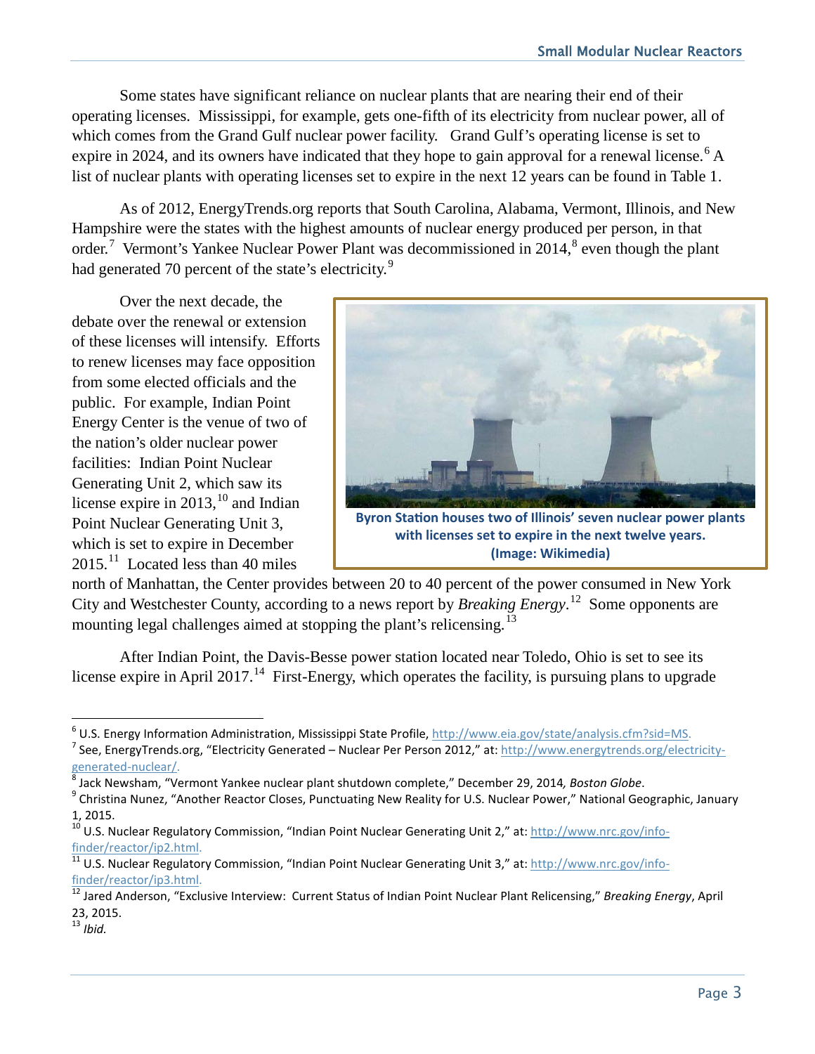Some states have significant reliance on nuclear plants that are nearing their end of their operating licenses. Mississippi, for example, gets one-fifth of its electricity from nuclear power, all of which comes from the Grand Gulf nuclear power facility. Grand Gulf's operating license is set to expire in 2024, and its owners have indicated that they hope to gain approval for a renewal license.[6] A list of nuclear plants with operating licenses set to expire in the next 12 years can be found in Table 1.

As of 2012, EnergyTrends.org reports that South Carolina, Alabama, Vermont, Illinois, and New Hampshire were the states with the highest amounts of nuclear energy produced per person, in that order.[7] Vermont's Yankee Nuclear Power Plant was decommissioned in 2014,[8] even though the plant had generated 70 percent of the state's electricity.[9]

Over the next decade, the debate over the renewal or extension of these licenses will intensify. Efforts to renew licenses may face opposition from some elected officials and the public. For example, Indian Point Energy Center is the venue of two of the nation's older nuclear power facilities: Indian Point Nuclear Generating Unit 2, which saw its license expire in 2013,[10] and Indian Point Nuclear Generating Unit 3, which is set to expire in December 2015.[11] Located less than 40 miles north of Manhattan, the Center provides between 20 to 40 percent of the power consumed in New York City and Westchester County, according to a news report by *Breaking Energy*.[12] Some opponents are mounting legal challenges aimed at stopping the plant's relicensing.[13]

**Byron Station houses two of Illinois' seven nuclear power plants with licenses set to expire in the next twelve years. (Image: Wikimedia)**

After Indian Point, the Davis-Besse power station located near Toledo, Ohio is set to see its license expire in April 2017.[14] First-Energy, which operates the facility, is pursuing plans to upgrade

---

[6] U.S. Energy Information Administration, Mississippi State Profile, http://www.eia.gov/state/analysis.cfm?sid=MS.

[7] See, EnergyTrends.org, "Electricity Generated – Nuclear Per Person 2012," at: http://www.energytrends.org/electricity-generated-nuclear/.

[8] Jack Newsham, "Vermont Yankee nuclear plant shutdown complete," December 29, 2014*, Boston Globe*.

[9] Christina Nunez, "Another Reactor Closes, Punctuating New Reality for U.S. Nuclear Power," National Geographic, January 1, 2015.

[10] U.S. Nuclear Regulatory Commission, "Indian Point Nuclear Generating Unit 2," at: http://www.nrc.gov/info-finder/reactor/ip2.html.

[11] U.S. Nuclear Regulatory Commission, "Indian Point Nuclear Generating Unit 3," at: http://www.nrc.gov/info-finder/reactor/ip3.html.

[12] Jared Anderson, "Exclusive Interview: Current Status of Indian Point Nuclear Plant Relicensing," *Breaking Energy*, April 23, 2015.

[13] *Ibid.*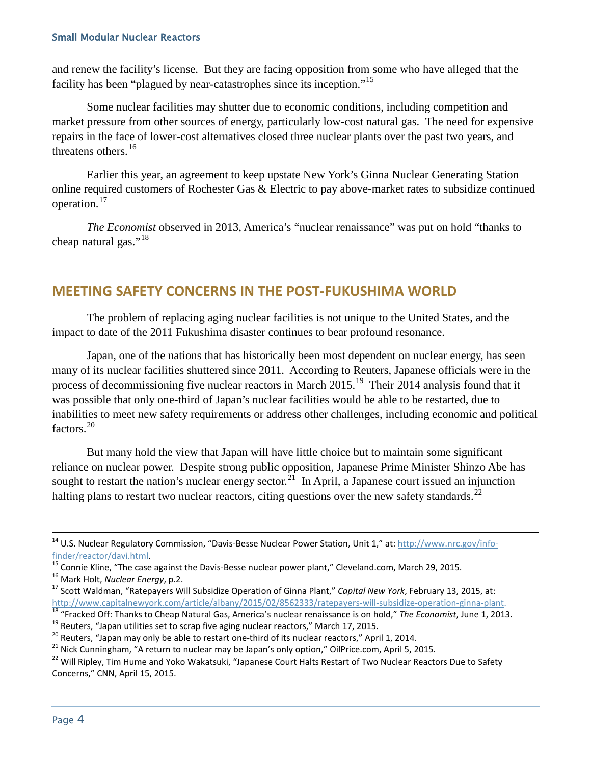and renew the facility's license. But they are facing opposition from some who have alleged that the facility has been "plagued by near-catastrophes since its inception."[15]

Some nuclear facilities may shutter due to economic conditions, including competition and market pressure from other sources of energy, particularly low-cost natural gas. The need for expensive repairs in the face of lower-cost alternatives closed three nuclear plants over the past two years, and threatens others.[16]

Earlier this year, an agreement to keep upstate New York's Ginna Nuclear Generating Station online required customers of Rochester Gas & Electric to pay above-market rates to subsidize continued operation.[17]

*The Economist* observed in 2013, America's "nuclear renaissance" was put on hold "thanks to cheap natural gas."[18]

## MEETING SAFETY CONCERNS IN THE POST-FUKUSHIMA WORLD

The problem of replacing aging nuclear facilities is not unique to the United States, and the impact to date of the 2011 Fukushima disaster continues to bear profound resonance.

Japan, one of the nations that has historically been most dependent on nuclear energy, has seen many of its nuclear facilities shuttered since 2011. According to Reuters, Japanese officials were in the process of decommissioning five nuclear reactors in March 2015.[19] Their 2014 analysis found that it was possible that only one-third of Japan's nuclear facilities would be able to be restarted, due to inabilities to meet new safety requirements or address other challenges, including economic and political factors.[20]

But many hold the view that Japan will have little choice but to maintain some significant reliance on nuclear power. Despite strong public opposition, Japanese Prime Minister Shinzo Abe has sought to restart the nation's nuclear energy sector.[21] In April, a Japanese court issued an injunction halting plans to restart two nuclear reactors, citing questions over the new safety standards.[22]

---

[14] U.S. Nuclear Regulatory Commission, "Davis-Besse Nuclear Power Station, Unit 1," at: http://www.nrc.gov/info-finder/reactor/davi.html.

[15] Connie Kline, "The case against the Davis-Besse nuclear power plant," Cleveland.com, March 29, 2015.

[16] Mark Holt, *Nuclear Energy*, p.2.

[17] Scott Waldman, "Ratepayers Will Subsidize Operation of Ginna Plant," *Capital New York*, February 13, 2015, at: http://www.capitalnewyork.com/article/albany/2015/02/8562333/ratepayers-will-subsidize-operation-ginna-plant.

[18] "Fracked Off: Thanks to Cheap Natural Gas, America's nuclear renaissance is on hold," *The Economist*, June 1, 2013.

[19] Reuters, "Japan utilities set to scrap five aging nuclear reactors," March 17, 2015.

[20] Reuters, "Japan may only be able to restart one-third of its nuclear reactors," April 1, 2014.

[21] Nick Cunningham, "A return to nuclear may be Japan's only option," OilPrice.com, April 5, 2015.

[22] Will Ripley, Tim Hume and Yoko Wakatsuki, "Japanese Court Halts Restart of Two Nuclear Reactors Due to Safety Concerns," CNN, April 15, 2015.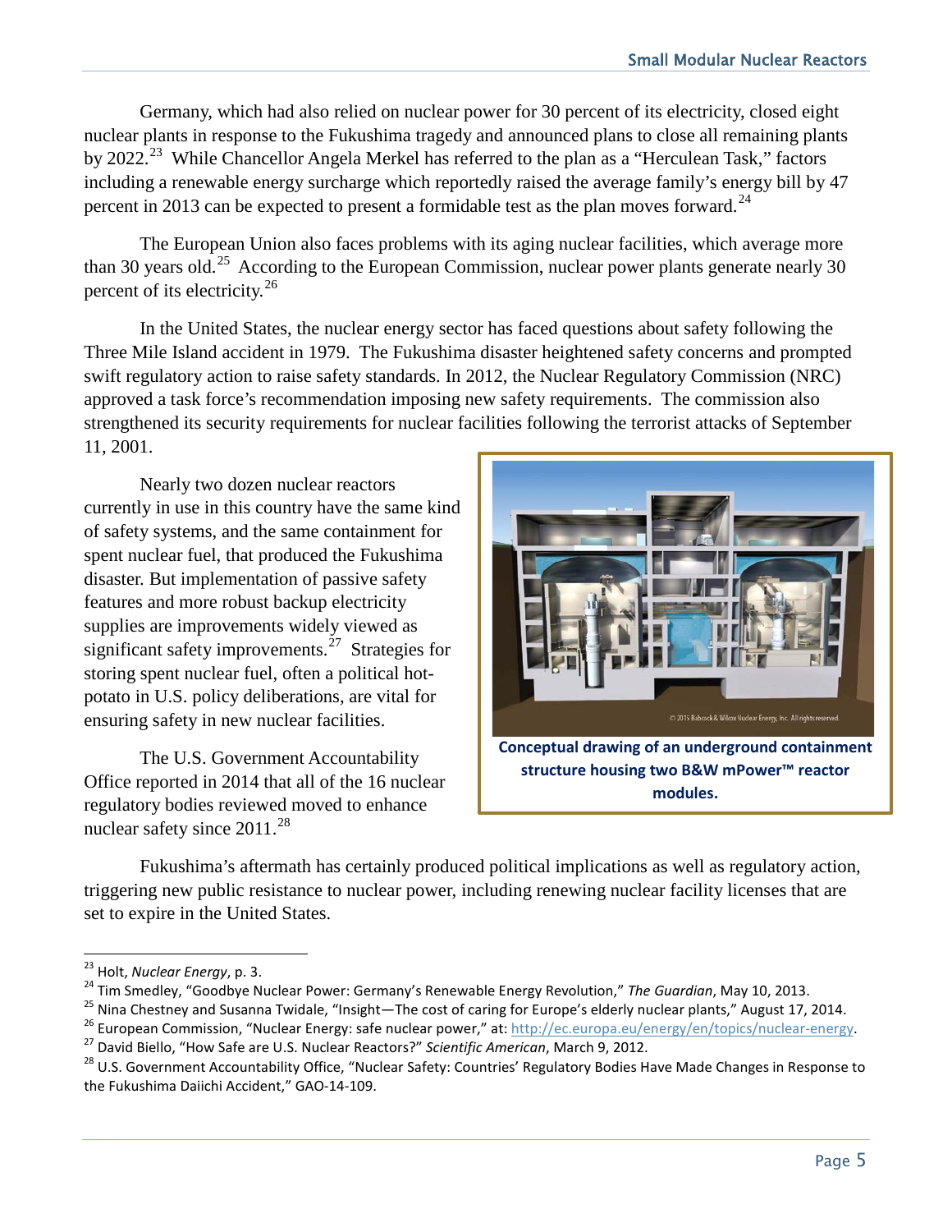Germany, which had also relied on nuclear power for 30 percent of its electricity, closed eight nuclear plants in response to the Fukushima tragedy and announced plans to close all remaining plants by 2022.[23] While Chancellor Angela Merkel has referred to the plan as a "Herculean Task," factors including a renewable energy surcharge which reportedly raised the average family's energy bill by 47 percent in 2013 can be expected to present a formidable test as the plan moves forward.[24]

The European Union also faces problems with its aging nuclear facilities, which average more than 30 years old.[25] According to the European Commission, nuclear power plants generate nearly 30 percent of its electricity.[26]

In the United States, the nuclear energy sector has faced questions about safety following the Three Mile Island accident in 1979. The Fukushima disaster heightened safety concerns and prompted swift regulatory action to raise safety standards. In 2012, the Nuclear Regulatory Commission (NRC) approved a task force's recommendation imposing new safety requirements. The commission also strengthened its security requirements for nuclear facilities following the terrorist attacks of September 11, 2001.

Nearly two dozen nuclear reactors currently in use in this country have the same kind of safety systems, and the same containment for spent nuclear fuel, that produced the Fukushima disaster. But implementation of passive safety features and more robust backup electricity supplies are improvements widely viewed as significant safety improvements.[27] Strategies for storing spent nuclear fuel, often a political hot-potato in U.S. policy deliberations, are vital for ensuring safety in new nuclear facilities.

**Conceptual drawing of an underground containment structure housing two B&W mPower™ reactor modules.**

The U.S. Government Accountability Office reported in 2014 that all of the 16 nuclear regulatory bodies reviewed moved to enhance nuclear safety since 2011.[28]

Fukushima's aftermath has certainly produced political implications as well as regulatory action, triggering new public resistance to nuclear power, including renewing nuclear facility licenses that are set to expire in the United States.

---

[23] Holt, *Nuclear Energy*, p. 3.

[24] Tim Smedley, "Goodbye Nuclear Power: Germany's Renewable Energy Revolution," *The Guardian*, May 10, 2013.

[25] Nina Chestney and Susanna Twidale, "Insight—The cost of caring for Europe's elderly nuclear plants," August 17, 2014.

[26] European Commission, "Nuclear Energy: safe nuclear power," at: http://ec.europa.eu/energy/en/topics/nuclear-energy.

[27] David Biello, "How Safe are U.S. Nuclear Reactors?" *Scientific American*, March 9, 2012.

[28] U.S. Government Accountability Office, "Nuclear Safety: Countries' Regulatory Bodies Have Made Changes in Response to the Fukushima Daiichi Accident," GAO-14-109.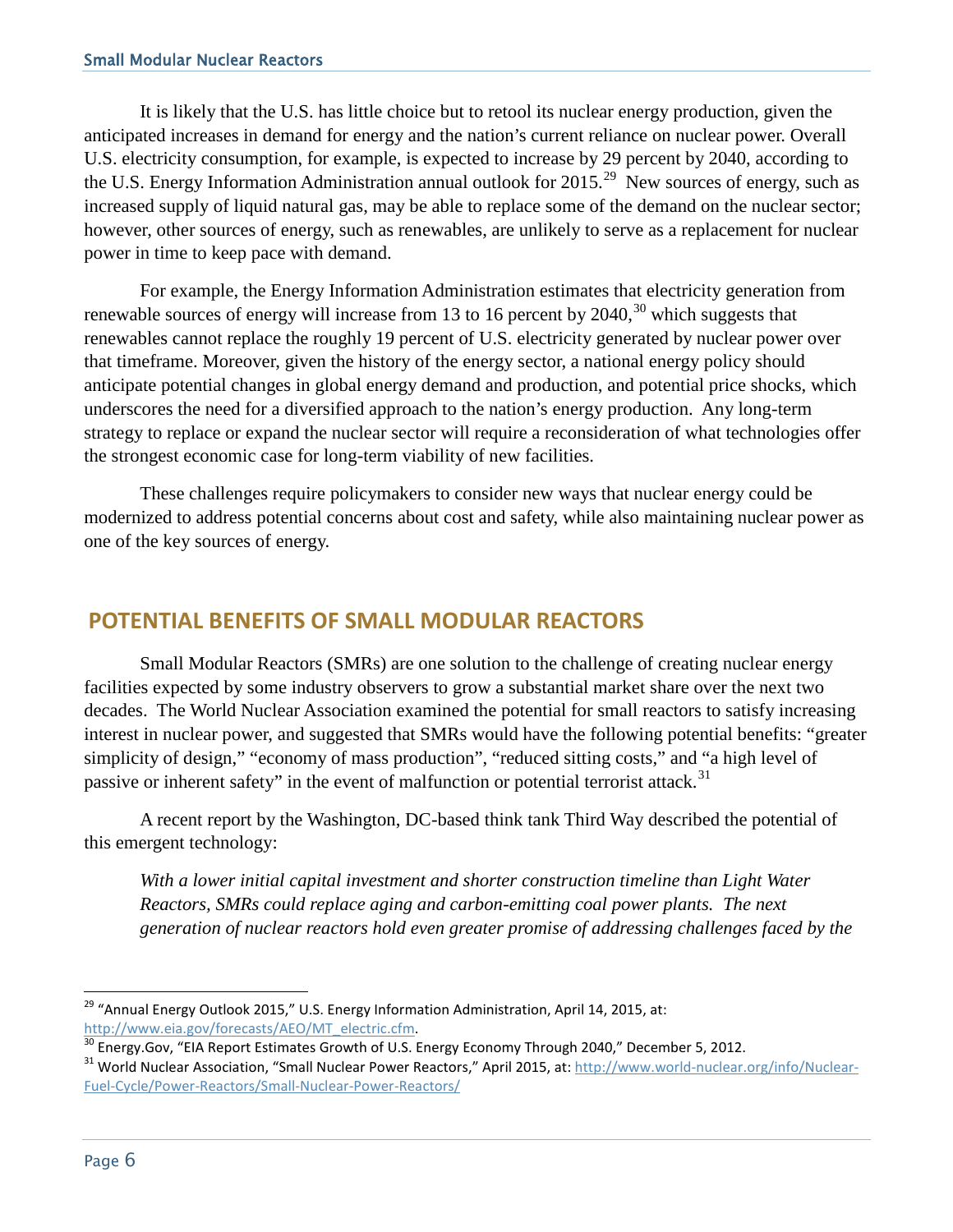It is likely that the U.S. has little choice but to retool its nuclear energy production, given the anticipated increases in demand for energy and the nation's current reliance on nuclear power. Overall U.S. electricity consumption, for example, is expected to increase by 29 percent by 2040, according to the U.S. Energy Information Administration annual outlook for 2015.[29] New sources of energy, such as increased supply of liquid natural gas, may be able to replace some of the demand on the nuclear sector; however, other sources of energy, such as renewables, are unlikely to serve as a replacement for nuclear power in time to keep pace with demand.

For example, the Energy Information Administration estimates that electricity generation from renewable sources of energy will increase from 13 to 16 percent by 2040,[30] which suggests that renewables cannot replace the roughly 19 percent of U.S. electricity generated by nuclear power over that timeframe. Moreover, given the history of the energy sector, a national energy policy should anticipate potential changes in global energy demand and production, and potential price shocks, which underscores the need for a diversified approach to the nation's energy production. Any long-term strategy to replace or expand the nuclear sector will require a reconsideration of what technologies offer the strongest economic case for long-term viability of new facilities.

These challenges require policymakers to consider new ways that nuclear energy could be modernized to address potential concerns about cost and safety, while also maintaining nuclear power as one of the key sources of energy.

## POTENTIAL BENEFITS OF SMALL MODULAR REACTORS

Small Modular Reactors (SMRs) are one solution to the challenge of creating nuclear energy facilities expected by some industry observers to grow a substantial market share over the next two decades. The World Nuclear Association examined the potential for small reactors to satisfy increasing interest in nuclear power, and suggested that SMRs would have the following potential benefits: "greater simplicity of design," "economy of mass production", "reduced sitting costs," and "a high level of passive or inherent safety" in the event of malfunction or potential terrorist attack.[31]

A recent report by the Washington, DC-based think tank Third Way described the potential of this emergent technology:

> *With a lower initial capital investment and shorter construction timeline than Light Water Reactors, SMRs could replace aging and carbon-emitting coal power plants. The next generation of nuclear reactors hold even greater promise of addressing challenges faced by the*

---

[29] "Annual Energy Outlook 2015," U.S. Energy Information Administration, April 14, 2015, at: http://www.eia.gov/forecasts/AEO/MT_electric.cfm.

[30] Energy.Gov, "EIA Report Estimates Growth of U.S. Energy Economy Through 2040," December 5, 2012.

[31] World Nuclear Association, "Small Nuclear Power Reactors," April 2015, at: http://www.world-nuclear.org/info/Nuclear-Fuel-Cycle/Power-Reactors/Small-Nuclear-Power-Reactors/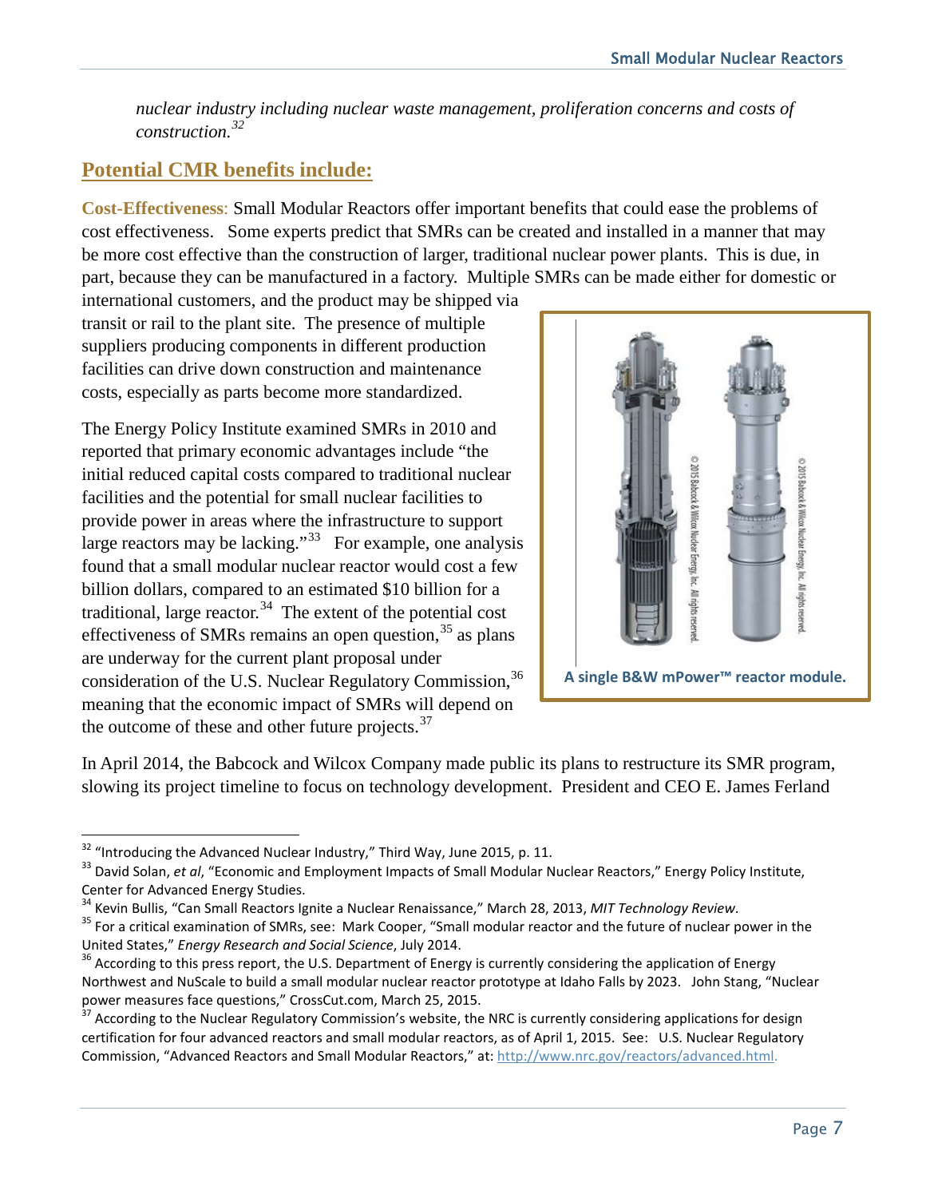*nuclear industry including nuclear waste management, proliferation concerns and costs of construction.*[32]

## Potential CMR benefits include:

**Cost-Effectiveness**: Small Modular Reactors offer important benefits that could ease the problems of cost effectiveness. Some experts predict that SMRs can be created and installed in a manner that may be more cost effective than the construction of larger, traditional nuclear power plants. This is due, in part, because they can be manufactured in a factory. Multiple SMRs can be made either for domestic or international customers, and the product may be shipped via transit or rail to the plant site. The presence of multiple suppliers producing components in different production facilities can drive down construction and maintenance costs, especially as parts become more standardized.

The Energy Policy Institute examined SMRs in 2010 and reported that primary economic advantages include "the initial reduced capital costs compared to traditional nuclear facilities and the potential for small nuclear facilities to provide power in areas where the infrastructure to support large reactors may be lacking."[33] For example, one analysis found that a small modular nuclear reactor would cost a few billion dollars, compared to an estimated $10 billion for a traditional, large reactor.[34] The extent of the potential cost effectiveness of SMRs remains an open question,[35] as plans are underway for the current plant proposal under consideration of the U.S. Nuclear Regulatory Commission,[36] meaning that the economic impact of SMRs will depend on the outcome of these and other future projects.[37]

**A single B&W mPower™ reactor module.**

In April 2014, the Babcock and Wilcox Company made public its plans to restructure its SMR program, slowing its project timeline to focus on technology development. President and CEO E. James Ferland

---

[32] "Introducing the Advanced Nuclear Industry," Third Way, June 2015, p. 11.

[33] David Solan, *et al*, "Economic and Employment Impacts of Small Modular Nuclear Reactors," Energy Policy Institute, Center for Advanced Energy Studies.

[34] Kevin Bullis, "Can Small Reactors Ignite a Nuclear Renaissance," March 28, 2013, *MIT Technology Review*.

[35] For a critical examination of SMRs, see: Mark Cooper, "Small modular reactor and the future of nuclear power in the United States," *Energy Research and Social Science*, July 2014.

[36] According to this press report, the U.S. Department of Energy is currently considering the application of Energy Northwest and NuScale to build a small modular nuclear reactor prototype at Idaho Falls by 2023. John Stang, "Nuclear power measures face questions," CrossCut.com, March 25, 2015.

[37] According to the Nuclear Regulatory Commission's website, the NRC is currently considering applications for design certification for four advanced reactors and small modular reactors, as of April 1, 2015. See: U.S. Nuclear Regulatory Commission, "Advanced Reactors and Small Modular Reactors," at: http://www.nrc.gov/reactors/advanced.html.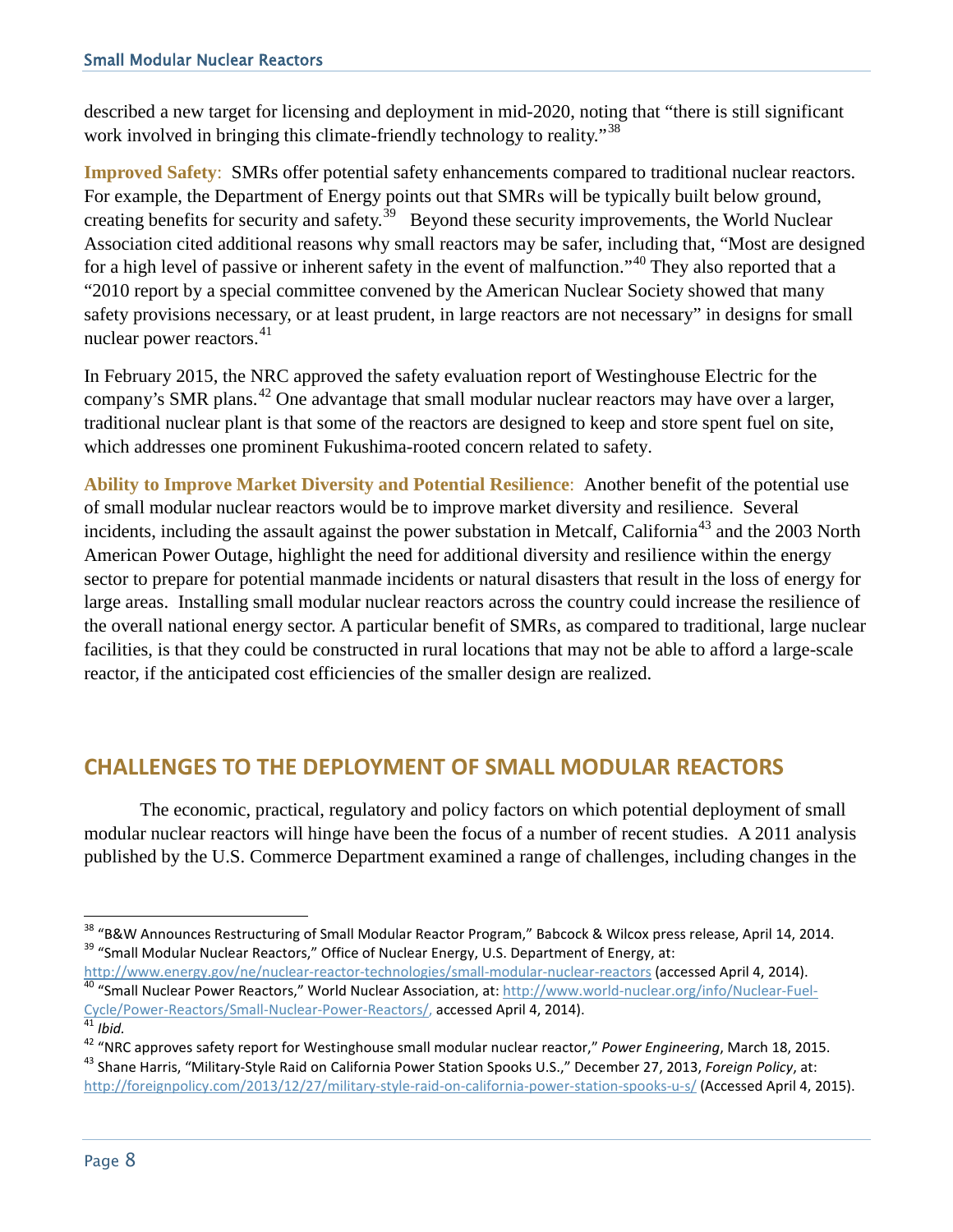described a new target for licensing and deployment in mid-2020, noting that "there is still significant work involved in bringing this climate-friendly technology to reality."[38]

**Improved Safety**: SMRs offer potential safety enhancements compared to traditional nuclear reactors. For example, the Department of Energy points out that SMRs will be typically built below ground, creating benefits for security and safety.[39] Beyond these security improvements, the World Nuclear Association cited additional reasons why small reactors may be safer, including that, "Most are designed for a high level of passive or inherent safety in the event of malfunction."[40] They also reported that a "2010 report by a special committee convened by the American Nuclear Society showed that many safety provisions necessary, or at least prudent, in large reactors are not necessary" in designs for small nuclear power reactors.[41]

In February 2015, the NRC approved the safety evaluation report of Westinghouse Electric for the company's SMR plans.[42] One advantage that small modular nuclear reactors may have over a larger, traditional nuclear plant is that some of the reactors are designed to keep and store spent fuel on site, which addresses one prominent Fukushima-rooted concern related to safety.

**Ability to Improve Market Diversity and Potential Resilience**: Another benefit of the potential use of small modular nuclear reactors would be to improve market diversity and resilience. Several incidents, including the assault against the power substation in Metcalf, California[43] and the 2003 North American Power Outage, highlight the need for additional diversity and resilience within the energy sector to prepare for potential manmade incidents or natural disasters that result in the loss of energy for large areas. Installing small modular nuclear reactors across the country could increase the resilience of the overall national energy sector. A particular benefit of SMRs, as compared to traditional, large nuclear facilities, is that they could be constructed in rural locations that may not be able to afford a large-scale reactor, if the anticipated cost efficiencies of the smaller design are realized.

## CHALLENGES TO THE DEPLOYMENT OF SMALL MODULAR REACTORS

The economic, practical, regulatory and policy factors on which potential deployment of small modular nuclear reactors will hinge have been the focus of a number of recent studies. A 2011 analysis published by the U.S. Commerce Department examined a range of challenges, including changes in the

---

[38] "B&W Announces Restructuring of Small Modular Reactor Program," Babcock & Wilcox press release, April 14, 2014.

[39] "Small Modular Nuclear Reactors," Office of Nuclear Energy, U.S. Department of Energy, at: http://www.energy.gov/ne/nuclear-reactor-technologies/small-modular-nuclear-reactors (accessed April 4, 2014).

[40] "Small Nuclear Power Reactors," World Nuclear Association, at: http://www.world-nuclear.org/info/Nuclear-Fuel-Cycle/Power-Reactors/Small-Nuclear-Power-Reactors/, accessed April 4, 2014).

[41] *Ibid.*

[42] "NRC approves safety report for Westinghouse small modular nuclear reactor," *Power Engineering*, March 18, 2015.

[43] Shane Harris, "Military-Style Raid on California Power Station Spooks U.S.," December 27, 2013, *Foreign Policy*, at: http://foreignpolicy.com/2013/12/27/military-style-raid-on-california-power-station-spooks-u-s/ (Accessed April 4, 2015).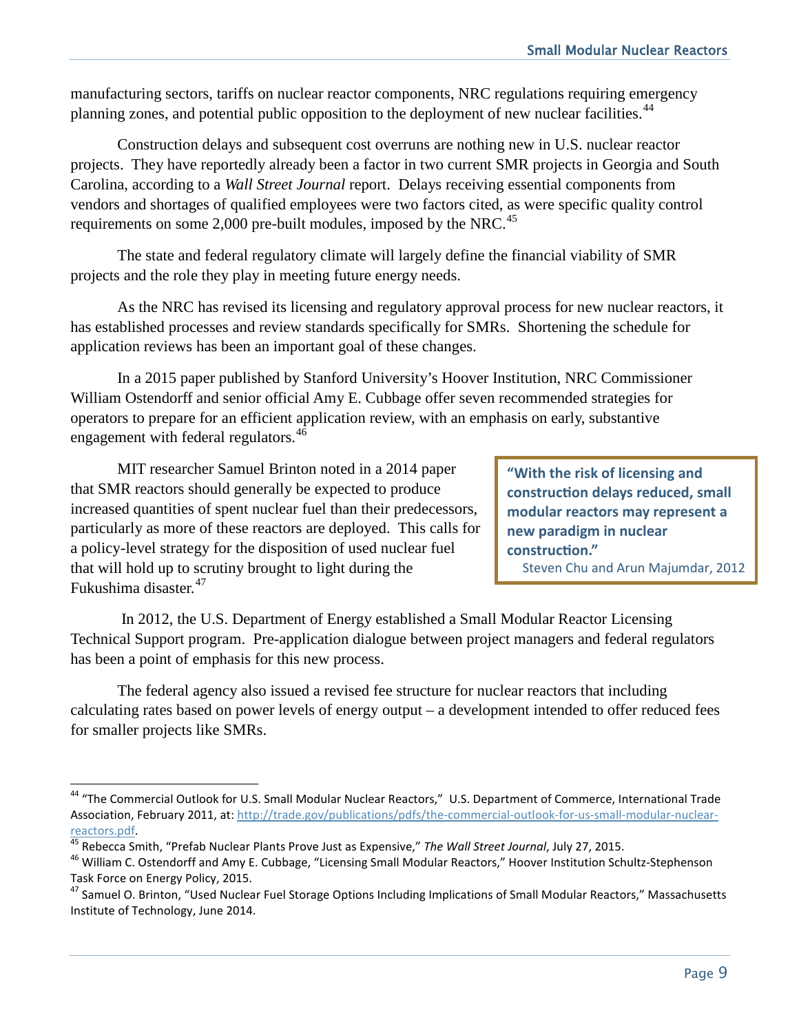manufacturing sectors, tariffs on nuclear reactor components, NRC regulations requiring emergency planning zones, and potential public opposition to the deployment of new nuclear facilities.[44]

Construction delays and subsequent cost overruns are nothing new in U.S. nuclear reactor projects. They have reportedly already been a factor in two current SMR projects in Georgia and South Carolina, according to a *Wall Street Journal* report. Delays receiving essential components from vendors and shortages of qualified employees were two factors cited, as were specific quality control requirements on some 2,000 pre-built modules, imposed by the NRC.[45]

The state and federal regulatory climate will largely define the financial viability of SMR projects and the role they play in meeting future energy needs.

As the NRC has revised its licensing and regulatory approval process for new nuclear reactors, it has established processes and review standards specifically for SMRs. Shortening the schedule for application reviews has been an important goal of these changes.

In a 2015 paper published by Stanford University's Hoover Institution, NRC Commissioner William Ostendorff and senior official Amy E. Cubbage offer seven recommended strategies for operators to prepare for an efficient application review, with an emphasis on early, substantive engagement with federal regulators.[46]

MIT researcher Samuel Brinton noted in a 2014 paper that SMR reactors should generally be expected to produce increased quantities of spent nuclear fuel than their predecessors, particularly as more of these reactors are deployed. This calls for a policy-level strategy for the disposition of used nuclear fuel that will hold up to scrutiny brought to light during the Fukushima disaster.[47]

> **"With the risk of licensing and construction delays reduced, small modular reactors may represent a new paradigm in nuclear construction."**
> Steven Chu and Arun Majumdar, 2012

In 2012, the U.S. Department of Energy established a Small Modular Reactor Licensing Technical Support program. Pre-application dialogue between project managers and federal regulators has been a point of emphasis for this new process.

The federal agency also issued a revised fee structure for nuclear reactors that including calculating rates based on power levels of energy output – a development intended to offer reduced fees for smaller projects like SMRs.

---

[44] "The Commercial Outlook for U.S. Small Modular Nuclear Reactors," U.S. Department of Commerce, International Trade Association, February 2011, at: http://trade.gov/publications/pdfs/the-commercial-outlook-for-us-small-modular-nuclear-reactors.pdf.

[45] Rebecca Smith, "Prefab Nuclear Plants Prove Just as Expensive," *The Wall Street Journal*, July 27, 2015.

[46] William C. Ostendorff and Amy E. Cubbage, "Licensing Small Modular Reactors," Hoover Institution Schultz-Stephenson Task Force on Energy Policy, 2015.

[47] Samuel O. Brinton, "Used Nuclear Fuel Storage Options Including Implications of Small Modular Reactors," Massachusetts Institute of Technology, June 2014.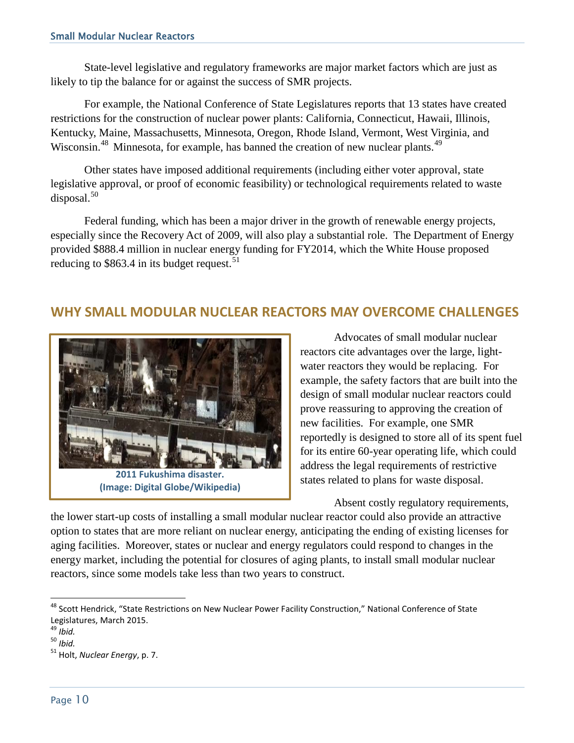State-level legislative and regulatory frameworks are major market factors which are just as likely to tip the balance for or against the success of SMR projects.

For example, the National Conference of State Legislatures reports that 13 states have created restrictions for the construction of nuclear power plants: California, Connecticut, Hawaii, Illinois, Kentucky, Maine, Massachusetts, Minnesota, Oregon, Rhode Island, Vermont, West Virginia, and Wisconsin.[48] Minnesota, for example, has banned the creation of new nuclear plants.[49]

Other states have imposed additional requirements (including either voter approval, state legislative approval, or proof of economic feasibility) or technological requirements related to waste disposal.[50]

Federal funding, which has been a major driver in the growth of renewable energy projects, especially since the Recovery Act of 2009, will also play a substantial role. The Department of Energy provided $888.4 million in nuclear energy funding for FY2014, which the White House proposed reducing to $863.4 in its budget request.[51]

## WHY SMALL MODULAR NUCLEAR REACTORS MAY OVERCOME CHALLENGES

**2011 Fukushima disaster. (Image: Digital Globe/Wikipedia)**

Advocates of small modular nuclear reactors cite advantages over the large, light-water reactors they would be replacing. For example, the safety factors that are built into the design of small modular nuclear reactors could prove reassuring to approving the creation of new facilities. For example, one SMR reportedly is designed to store all of its spent fuel for its entire 60-year operating life, which could address the legal requirements of restrictive states related to plans for waste disposal.

Absent costly regulatory requirements, the lower start-up costs of installing a small modular nuclear reactor could also provide an attractive option to states that are more reliant on nuclear energy, anticipating the ending of existing licenses for aging facilities. Moreover, states or nuclear and energy regulators could respond to changes in the energy market, including the potential for closures of aging plants, to install small modular nuclear reactors, since some models take less than two years to construct.

---

[48] Scott Hendrick, "State Restrictions on New Nuclear Power Facility Construction," National Conference of State Legislatures, March 2015.

[49] *Ibid.*

[50] *Ibid.*

[51] Holt, *Nuclear Energy*, p. 7.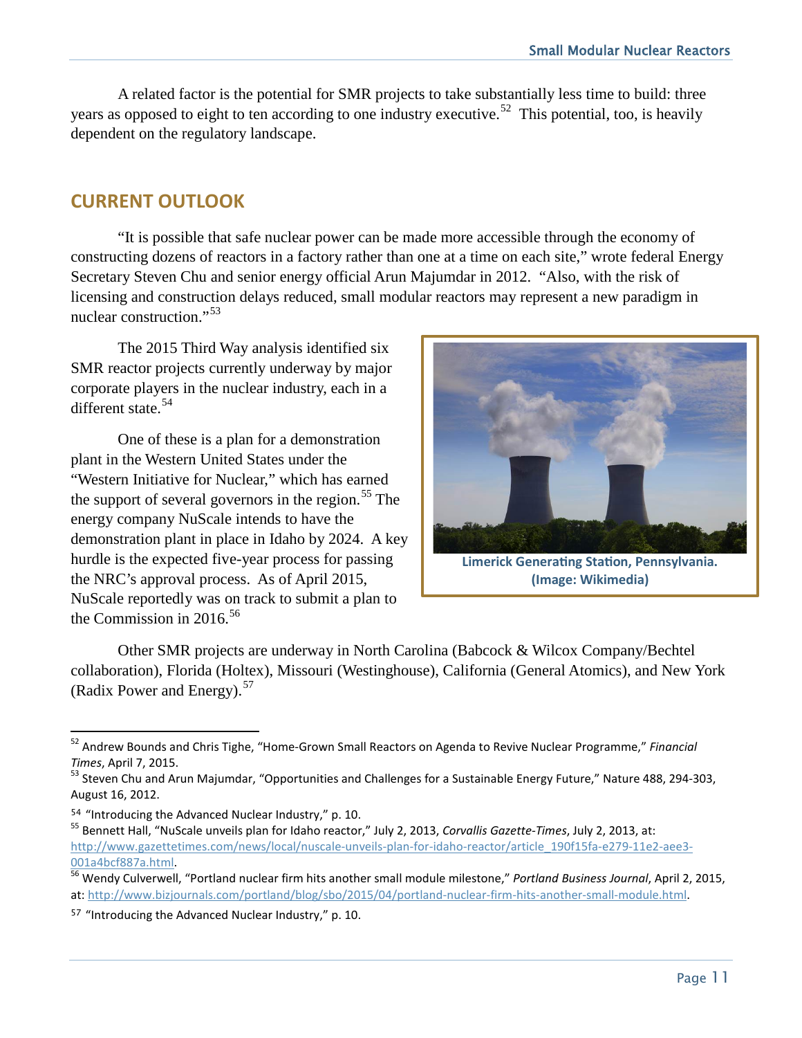A related factor is the potential for SMR projects to take substantially less time to build: three years as opposed to eight to ten according to one industry executive.[52] This potential, too, is heavily dependent on the regulatory landscape.

## CURRENT OUTLOOK

"It is possible that safe nuclear power can be made more accessible through the economy of constructing dozens of reactors in a factory rather than one at a time on each site," wrote federal Energy Secretary Steven Chu and senior energy official Arun Majumdar in 2012. "Also, with the risk of licensing and construction delays reduced, small modular reactors may represent a new paradigm in nuclear construction."[53]

The 2015 Third Way analysis identified six SMR reactor projects currently underway by major corporate players in the nuclear industry, each in a different state.[54]

One of these is a plan for a demonstration plant in the Western United States under the "Western Initiative for Nuclear," which has earned the support of several governors in the region.[55] The energy company NuScale intends to have the demonstration plant in place in Idaho by 2024. A key hurdle is the expected five-year process for passing the NRC's approval process. As of April 2015, NuScale reportedly was on track to submit a plan to the Commission in 2016.[56]

**Limerick Generating Station, Pennsylvania. (Image: Wikimedia)**

Other SMR projects are underway in North Carolina (Babcock & Wilcox Company/Bechtel collaboration), Florida (Holtex), Missouri (Westinghouse), California (General Atomics), and New York (Radix Power and Energy).[57]

---

[52] Andrew Bounds and Chris Tighe, "Home-Grown Small Reactors on Agenda to Revive Nuclear Programme," *Financial Times*, April 7, 2015.

[53] Steven Chu and Arun Majumdar, "Opportunities and Challenges for a Sustainable Energy Future," Nature 488, 294-303, August 16, 2012.

[54] "Introducing the Advanced Nuclear Industry," p. 10.

[55] Bennett Hall, "NuScale unveils plan for Idaho reactor," July 2, 2013, *Corvallis Gazette-Times*, July 2, 2013, at: http://www.gazettetimes.com/news/local/nuscale-unveils-plan-for-idaho-reactor/article_190f15fa-e279-11e2-aee3-001a4bcf887a.html.

[56] Wendy Culverwell, "Portland nuclear firm hits another small module milestone," *Portland Business Journal*, April 2, 2015, at: http://www.bizjournals.com/portland/blog/sbo/2015/04/portland-nuclear-firm-hits-another-small-module.html.

[57] "Introducing the Advanced Nuclear Industry," p. 10.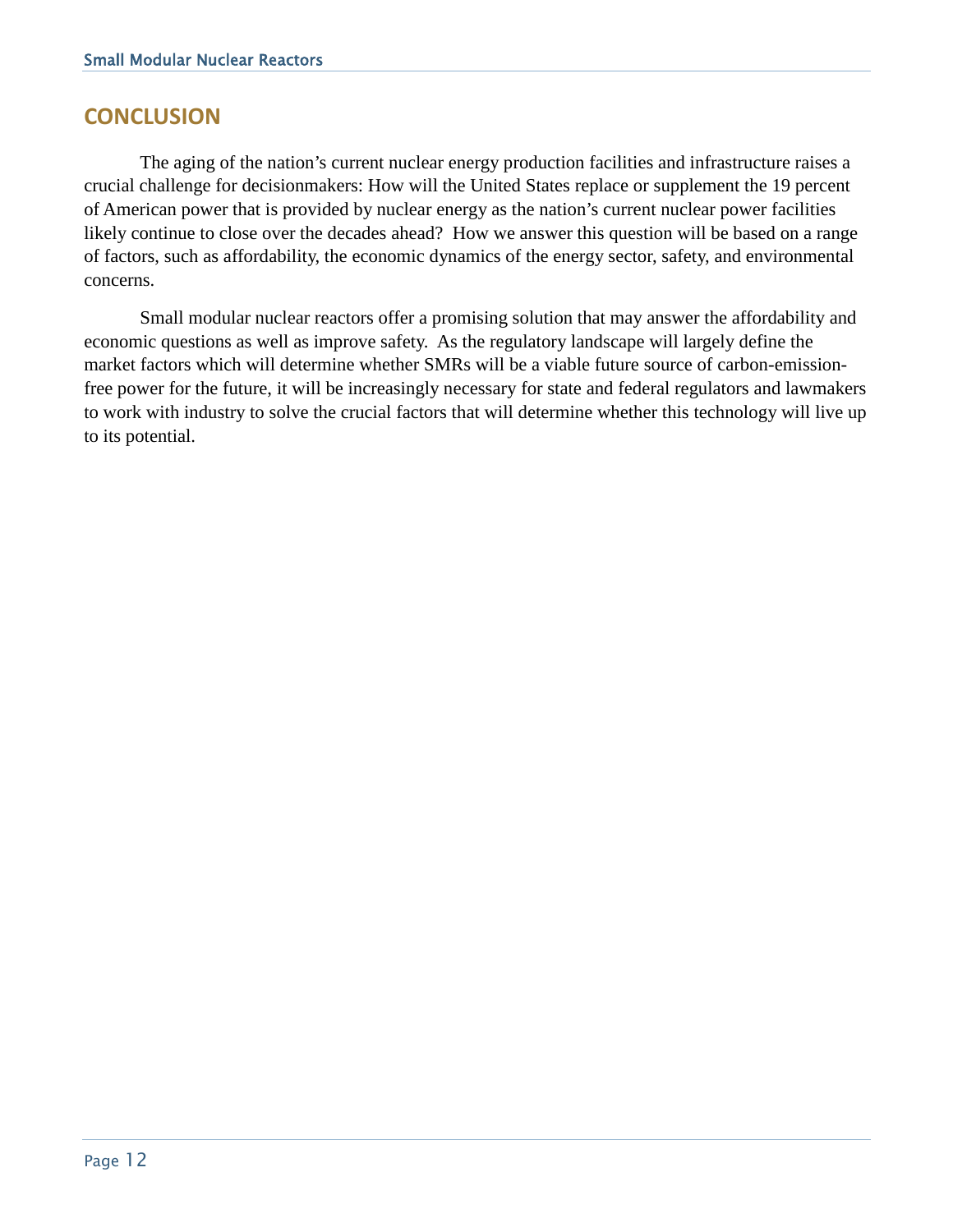## CONCLUSION

The aging of the nation's current nuclear energy production facilities and infrastructure raises a crucial challenge for decisionmakers: How will the United States replace or supplement the 19 percent of American power that is provided by nuclear energy as the nation's current nuclear power facilities likely continue to close over the decades ahead? How we answer this question will be based on a range of factors, such as affordability, the economic dynamics of the energy sector, safety, and environmental concerns.

Small modular nuclear reactors offer a promising solution that may answer the affordability and economic questions as well as improve safety. As the regulatory landscape will largely define the market factors which will determine whether SMRs will be a viable future source of carbon-emission-free power for the future, it will be increasingly necessary for state and federal regulators and lawmakers to work with industry to solve the crucial factors that will determine whether this technology will live up to its potential.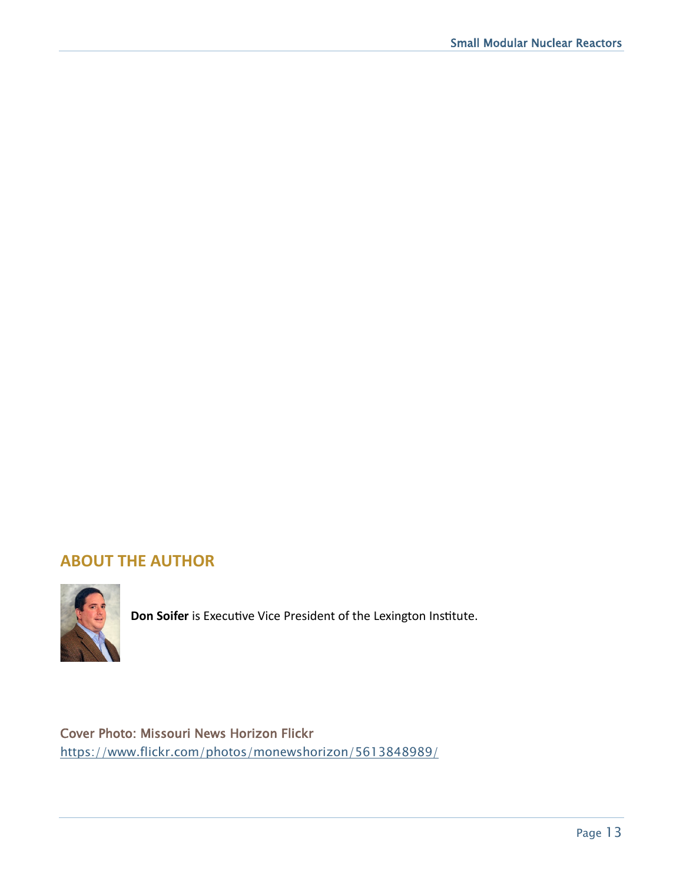## ABOUT THE AUTHOR

**Don Soifer** is Executive Vice President of the Lexington Institute.

Cover Photo: Missouri News Horizon Flickr
https://www.flickr.com/photos/monewshorizon/5613848989/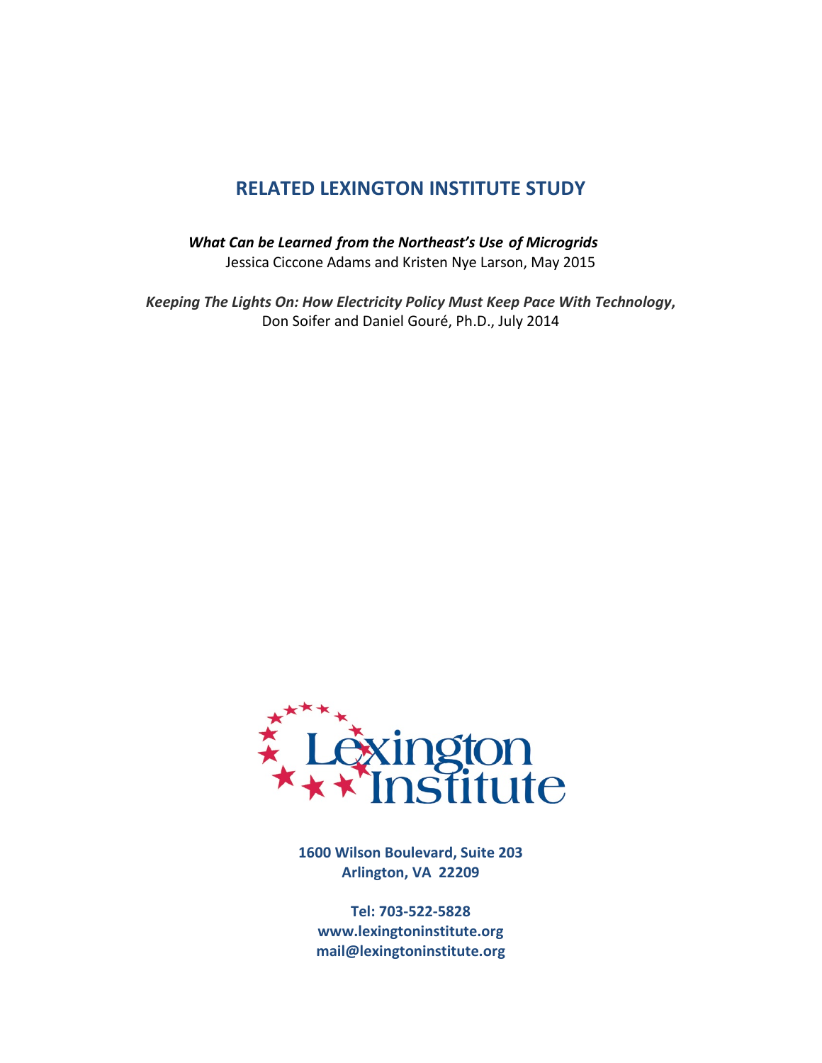## RELATED LEXINGTON INSTITUTE STUDY

***What Can be Learned from the Northeast's Use of Microgrids***
Jessica Ciccone Adams and Kristen Nye Larson, May 2015

***Keeping The Lights On: How Electricity Policy Must Keep Pace With Technology*,**
Don Soifer and Daniel Gouré, Ph.D., July 2014

Lexington Institute

**1600 Wilson Boulevard, Suite 203**
**Arlington, VA 22209**

**Tel: 703-522-5828**
**www.lexingtoninstitute.org**
**mail@lexingtoninstitute.org**